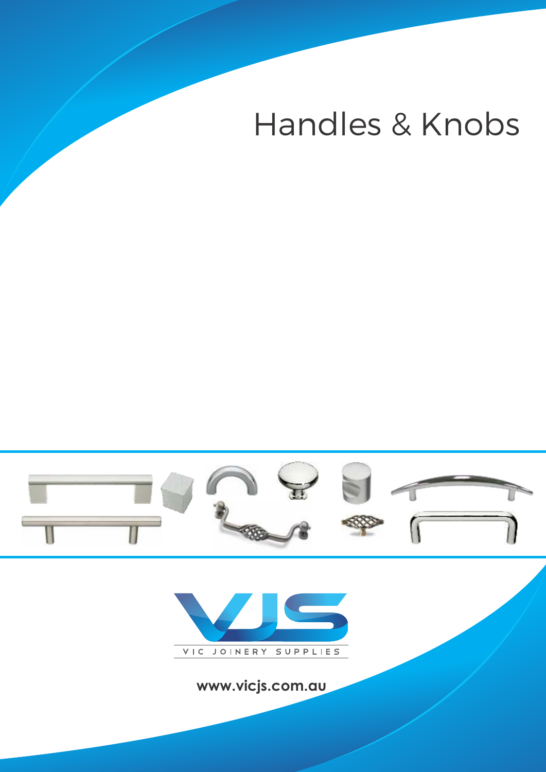# Handles & Knobs

VJS

VIC JOINERY SUPPLIES

**www.vicjs.com.au**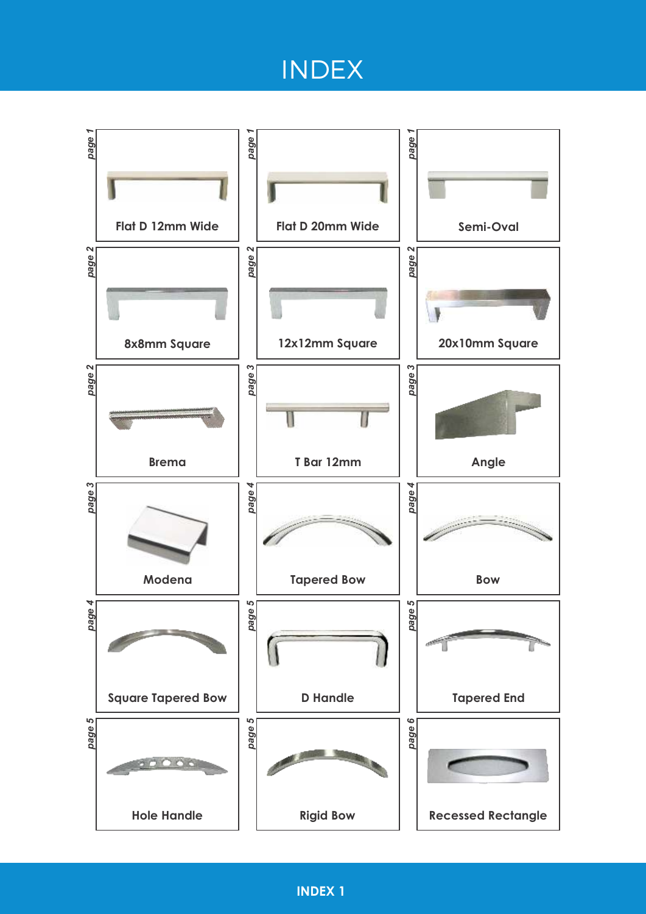# INDEX

| Page | Product | Page | Product | Page | Product |
|---|---|---|---|---|---|
| page 1 | Flat D 12mm Wide | page 1 | Flat D 20mm Wide | page 1 | Semi-Oval |
| page 2 | 8x8mm Square | page 2 | 12x12mm Square | page 2 | 20x10mm Square |
| page 2 | Brema | page 3 | T Bar 12mm | page 3 | Angle |
| page 3 | Modena | page 4 | Tapered Bow | page 4 | Bow |
| page 4 | Square Tapered Bow | page 5 | D Handle | page 5 | Tapered End |
| page 5 | Hole Handle | page 5 | Rigid Bow | page 6 | Recessed Rectangle |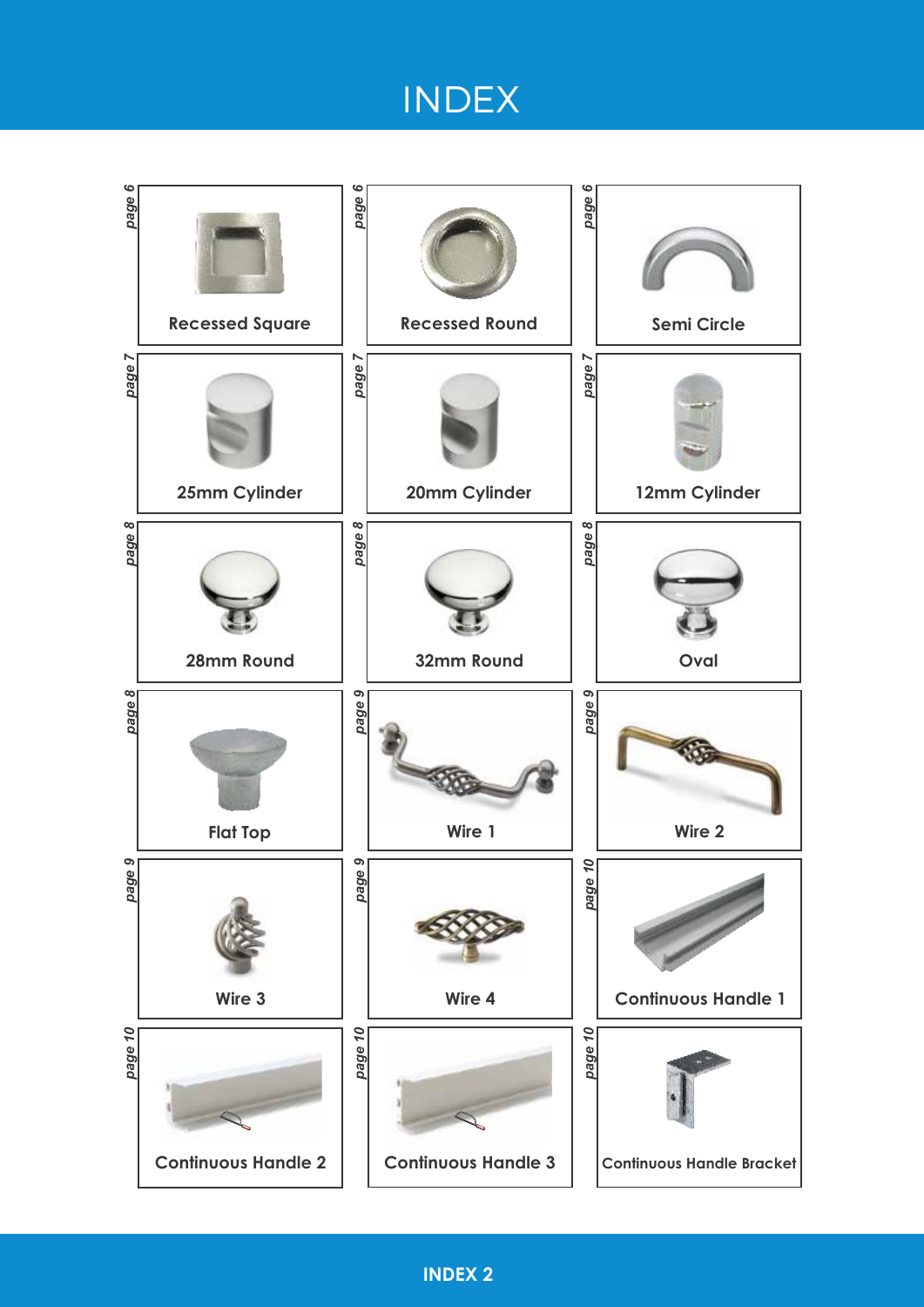# INDEX

| Item | Page |
| --- | --- |
| Recessed Square | page 6 |
| Recessed Round | page 6 |
| Semi Circle | page 6 |
| 25mm Cylinder | page 7 |
| 20mm Cylinder | page 7 |
| 12mm Cylinder | page 7 |
| 28mm Round | page 8 |
| 32mm Round | page 8 |
| Oval | page 8 |
| Flat Top | page 8 |
| Wire 1 | page 9 |
| Wire 2 | page 9 |
| Wire 3 | page 9 |
| Wire 4 | page 9 |
| Continuous Handle 1 | page 10 |
| Continuous Handle 2 | page 10 |
| Continuous Handle 3 | page 10 |
| Continuous Handle Bracket | page 10 |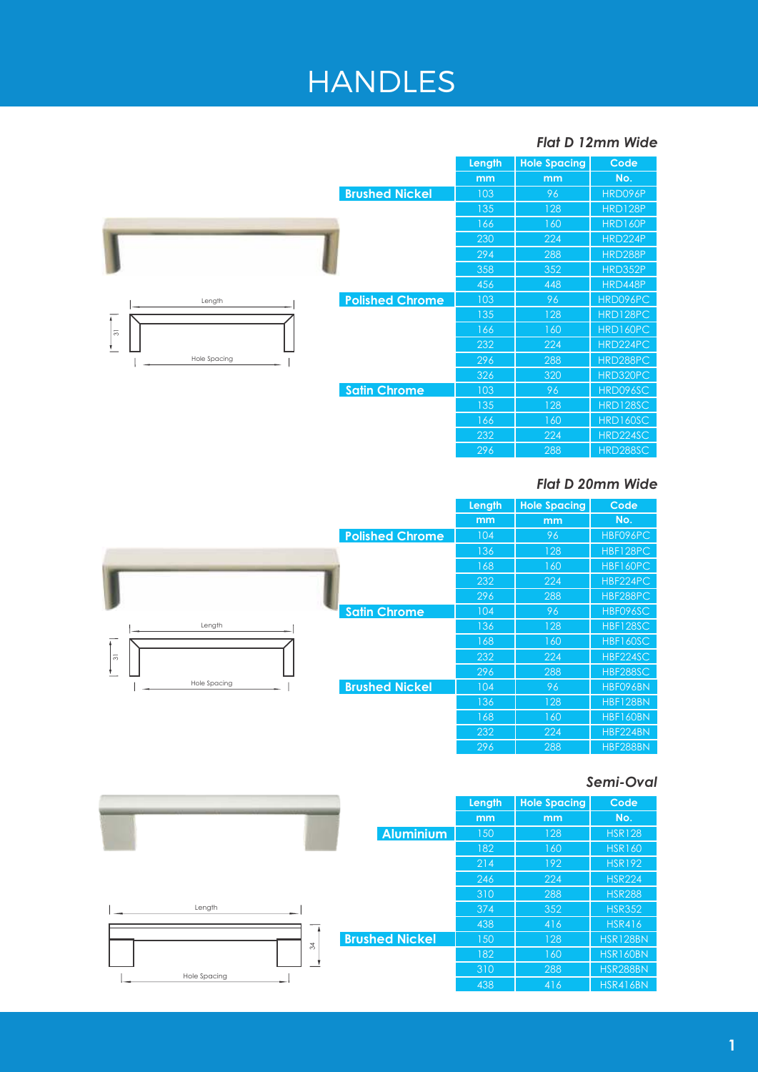# HANDLES

## Flat D 12mm Wide

| | Length mm | Hole Spacing mm | Code No. |
|---|---|---|---|
| Brushed Nickel | 103 | 96 | HRD096P |
| | 135 | 128 | HRD128P |
| | 166 | 160 | HRD160P |
| | 230 | 224 | HRD224P |
| | 294 | 288 | HRD288P |
| | 358 | 352 | HRD352P |
| | 456 | 448 | HRD448P |
| Polished Chrome | 103 | 96 | HRD096PC |
| | 135 | 128 | HRD128PC |
| | 166 | 160 | HRD160PC |
| | 232 | 224 | HRD224PC |
| | 296 | 288 | HRD288PC |
| | 326 | 320 | HRD320PC |
| Satin Chrome | 103 | 96 | HRD096SC |
| | 135 | 128 | HRD128SC |
| | 166 | 160 | HRD160SC |
| | 232 | 224 | HRD224SC |
| | 296 | 288 | HRD288SC |

Length

31

Hole Spacing

## Flat D 20mm Wide

| | Length mm | Hole Spacing mm | Code No. |
|---|---|---|---|
| Polished Chrome | 104 | 96 | HBF096PC |
| | 136 | 128 | HBF128PC |
| | 168 | 160 | HBF160PC |
| | 232 | 224 | HBF224PC |
| | 296 | 288 | HBF288PC |
| Satin Chrome | 104 | 96 | HBF096SC |
| | 136 | 128 | HBF128SC |
| | 168 | 160 | HBF160SC |
| | 232 | 224 | HBF224SC |
| | 296 | 288 | HBF288SC |
| Brushed Nickel | 104 | 96 | HBF096BN |
| | 136 | 128 | HBF128BN |
| | 168 | 160 | HBF160BN |
| | 232 | 224 | HBF224BN |
| | 296 | 288 | HBF288BN |

Length

31

Hole Spacing

## Semi-Oval

| | Length mm | Hole Spacing mm | Code No. |
|---|---|---|---|
| Aluminium | 150 | 128 | HSR128 |
| | 182 | 160 | HSR160 |
| | 214 | 192 | HSR192 |
| | 246 | 224 | HSR224 |
| | 310 | 288 | HSR288 |
| | 374 | 352 | HSR352 |
| | 438 | 416 | HSR416 |
| Brushed Nickel | 150 | 128 | HSR128BN |
| | 182 | 160 | HSR160BN |
| | 310 | 288 | HSR288BN |
| | 438 | 416 | HSR416BN |

Length

34

Hole Spacing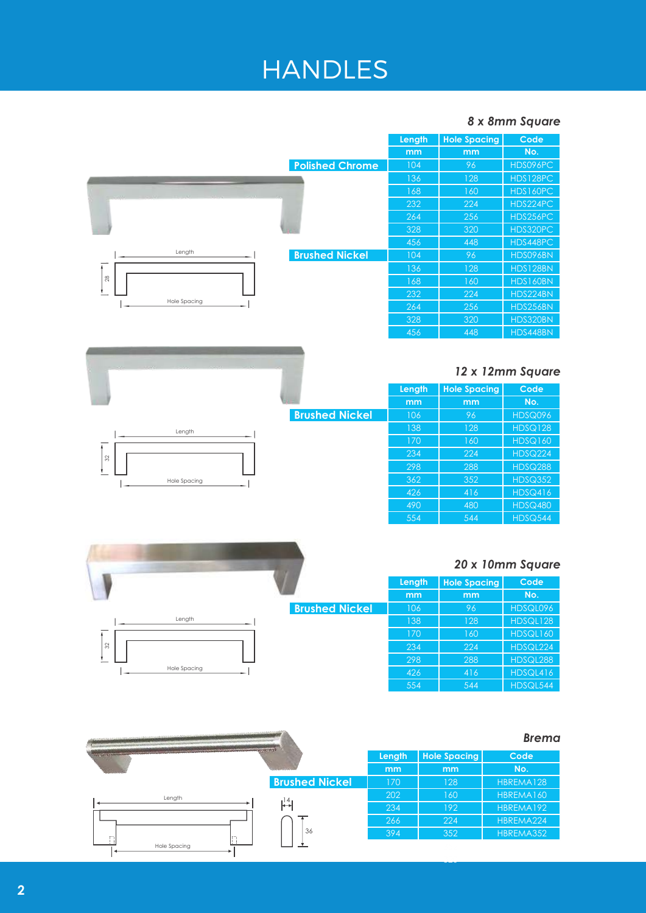# HANDLES

## *8 x 8mm Square*

| | Length mm | Hole Spacing mm | Code No. |
|---|---|---|---|
| **Polished Chrome** | 104 | 96 | HDS096PC |
| | 136 | 128 | HDS128PC |
| | 168 | 160 | HDS160PC |
| | 232 | 224 | HDS224PC |
| | 264 | 256 | HDS256PC |
| | 328 | 320 | HDS320PC |
| | 456 | 448 | HDS448PC |
| **Brushed Nickel** | 104 | 96 | HDS096BN |
| | 136 | 128 | HDS128BN |
| | 168 | 160 | HDS160BN |
| | 232 | 224 | HDS224BN |
| | 264 | 256 | HDS256BN |
| | 328 | 320 | HDS320BN |
| | 456 | 448 | HDS448BN |

Length
28
Hole Spacing

## *12 x 12mm Square*

| | Length mm | Hole Spacing mm | Code No. |
|---|---|---|---|
| **Brushed Nickel** | 106 | 96 | HDSQ096 |
| | 138 | 128 | HDSQ128 |
| | 170 | 160 | HDSQ160 |
| | 234 | 224 | HDSQ224 |
| | 298 | 288 | HDSQ288 |
| | 362 | 352 | HDSQ352 |
| | 426 | 416 | HDSQ416 |
| | 490 | 480 | HDSQ480 |
| | 554 | 544 | HDSQ544 |

Length
32
Hole Spacing

## *20 x 10mm Square*

| | Length mm | Hole Spacing mm | Code No. |
|---|---|---|---|
| **Brushed Nickel** | 106 | 96 | HDSQL096 |
| | 138 | 128 | HDSQL128 |
| | 170 | 160 | HDSQL160 |
| | 234 | 224 | HDSQL224 |
| | 298 | 288 | HDSQL288 |
| | 426 | 416 | HDSQL416 |
| | 554 | 544 | HDSQL544 |

Length
32
Hole Spacing

## *Brema*

| | Length mm | Hole Spacing mm | Code No. |
|---|---|---|---|
| **Brushed Nickel** | 170 | 128 | HBREMA128 |
| | 202 | 160 | HBREMA160 |
| | 234 | 192 | HBREMA192 |
| | 266 | 224 | HBREMA224 |
| | 394 | 352 | HBREMA352 |

Length
Hole Spacing
14
36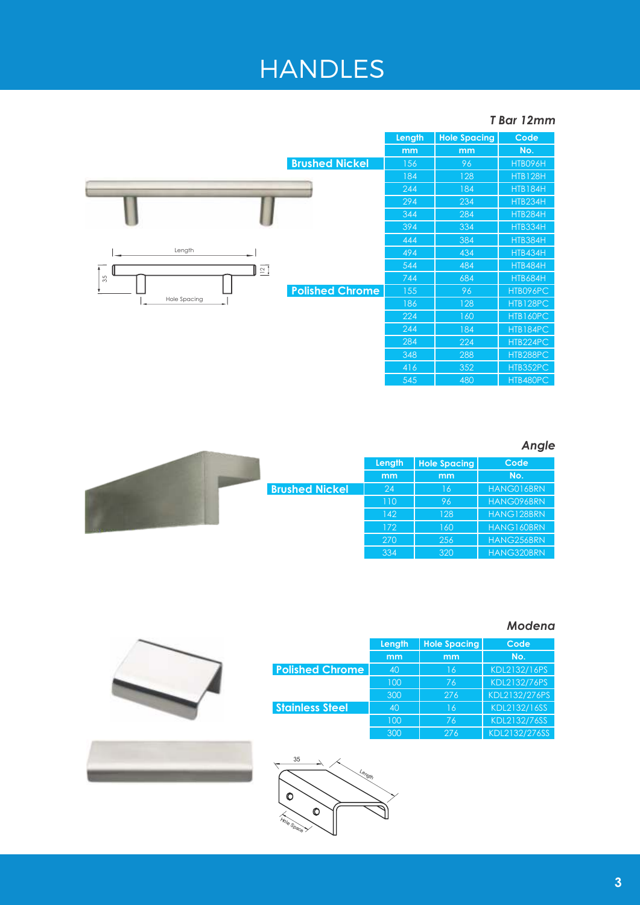# HANDLES

## *T Bar 12mm*

| | Length | Hole Spacing | Code |
|---|---|---|---|
| | mm | mm | No. |
| **Brushed Nickel** | 156 | 96 | HTB096H |
| | 184 | 128 | HTB128H |
| | 244 | 184 | HTB184H |
| | 294 | 234 | HTB234H |
| | 344 | 284 | HTB284H |
| | 394 | 334 | HTB334H |
| | 444 | 384 | HTB384H |
| | 494 | 434 | HTB434H |
| | 544 | 484 | HTB484H |
| | 744 | 684 | HTB684H |
| **Polished Chrome** | 155 | 96 | HTB096PC |
| | 186 | 128 | HTB128PC |
| | 224 | 160 | HTB160PC |
| | 244 | 184 | HTB184PC |
| | 284 | 224 | HTB224PC |
| | 348 | 288 | HTB288PC |
| | 416 | 352 | HTB352PC |
| | 545 | 480 | HTB480PC |

Length

35 12

Hole Spacing

## *Angle*

| | Length | Hole Spacing | Code |
|---|---|---|---|
| | mm | mm | No. |
| **Brushed Nickel** | 24 | 16 | HANG016BRN |
| | 110 | 96 | HANG096BRN |
| | 142 | 128 | HANG128BRN |
| | 172 | 160 | HANG160BRN |
| | 270 | 256 | HANG256BRN |
| | 334 | 320 | HANG320BRN |

## *Modena*

| | Length | Hole Spacing | Code |
|---|---|---|---|
| | mm | mm | No. |
| **Polished Chrome** | 40 | 16 | KDL2132/16PS |
| | 100 | 76 | KDL2132/76PS |
| | 300 | 276 | KDL2132/276PS |
| **Stainless Steel** | 40 | 16 | KDL2132/16SS |
| | 100 | 76 | KDL2132/76SS |
| | 300 | 276 | KDL2132/276SS |

35

Length

Hole Space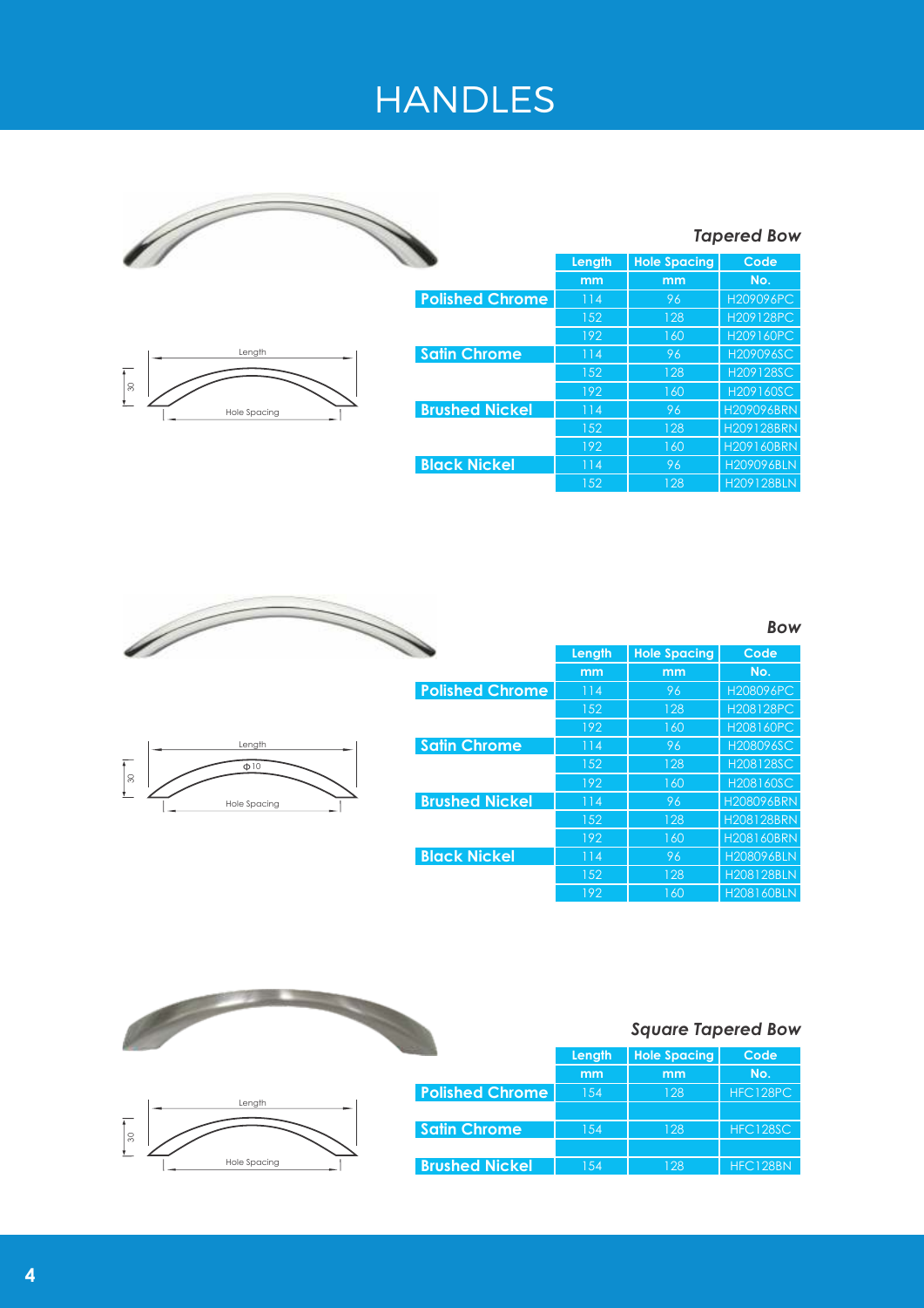# HANDLES

### *Tapered Bow*

Length | 30 | Hole Spacing

| | Length | Hole Spacing | Code |
|---|---|---|---|
| | mm | mm | No. |
| **Polished Chrome** | 114 | 96 | H209096PC |
| | 152 | 128 | H209128PC |
| | 192 | 160 | H209160PC |
| **Satin Chrome** | 114 | 96 | H209096SC |
| | 152 | 128 | H209128SC |
| | 192 | 160 | H209160SC |
| **Brushed Nickel** | 114 | 96 | H209096BRN |
| | 152 | 128 | H209128BRN |
| | 192 | 160 | H209160BRN |
| **Black Nickel** | 114 | 96 | H209096BLN |
| | 152 | 128 | H209128BLN |

### *Bow*

Length | Φ10 | 30 | Hole Spacing

| | Length | Hole Spacing | Code |
|---|---|---|---|
| | mm | mm | No. |
| **Polished Chrome** | 114 | 96 | H208096PC |
| | 152 | 128 | H208128PC |
| | 192 | 160 | H208160PC |
| **Satin Chrome** | 114 | 96 | H208096SC |
| | 152 | 128 | H208128SC |
| | 192 | 160 | H208160SC |
| **Brushed Nickel** | 114 | 96 | H208096BRN |
| | 152 | 128 | H208128BRN |
| | 192 | 160 | H208160BRN |
| **Black Nickel** | 114 | 96 | H208096BLN |
| | 152 | 128 | H208128BLN |
| | 192 | 160 | H208160BLN |

### *Square Tapered Bow*

Length | 30 | Hole Spacing

| | Length | Hole Spacing | Code |
|---|---|---|---|
| | mm | mm | No. |
| **Polished Chrome** | 154 | 128 | HFC128PC |
| **Satin Chrome** | 154 | 128 | HFC128SC |
| **Brushed Nickel** | 154 | 128 | HFC128BN |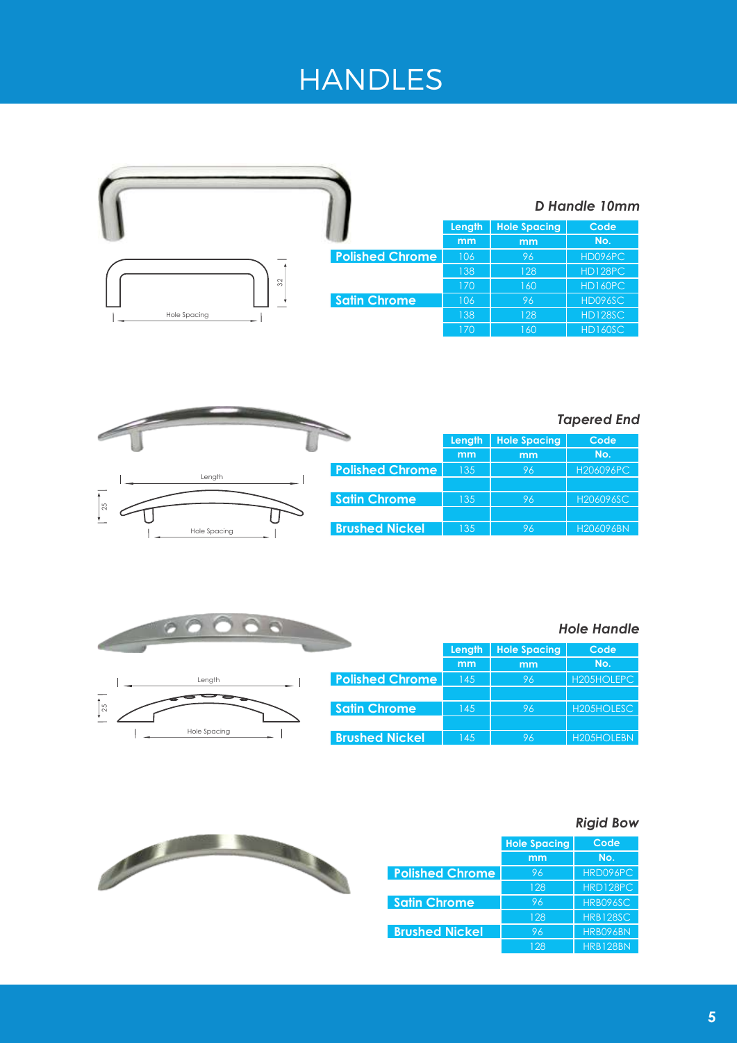# HANDLES

### D Handle 10mm

| | Length mm | Hole Spacing mm | Code No. |
|---|---|---|---|
| Polished Chrome | 106 | 96 | HD096PC |
| | 138 | 128 | HD128PC |
| | 170 | 160 | HD160PC |
| Satin Chrome | 106 | 96 | HD096SC |
| | 138 | 128 | HD128SC |
| | 170 | 160 | HD160SC |

### Tapered End

| | Length mm | Hole Spacing mm | Code No. |
|---|---|---|---|
| Polished Chrome | 135 | 96 | H206096PC |
| Satin Chrome | 135 | 96 | H206096SC |
| Brushed Nickel | 135 | 96 | H206096BN |

### Hole Handle

| | Length mm | Hole Spacing mm | Code No. |
|---|---|---|---|
| Polished Chrome | 145 | 96 | H205HOLEPC |
| Satin Chrome | 145 | 96 | H205HOLESC |
| Brushed Nickel | 145 | 96 | H205HOLEBN |

### Rigid Bow

| | Hole Spacing mm | Code No. |
|---|---|---|
| Polished Chrome | 96 | HRD096PC |
| | 128 | HRD128PC |
| Satin Chrome | 96 | HRB096SC |
| | 128 | HRB128SC |
| Brushed Nickel | 96 | HRB096BN |
| | 128 | HRB128BN |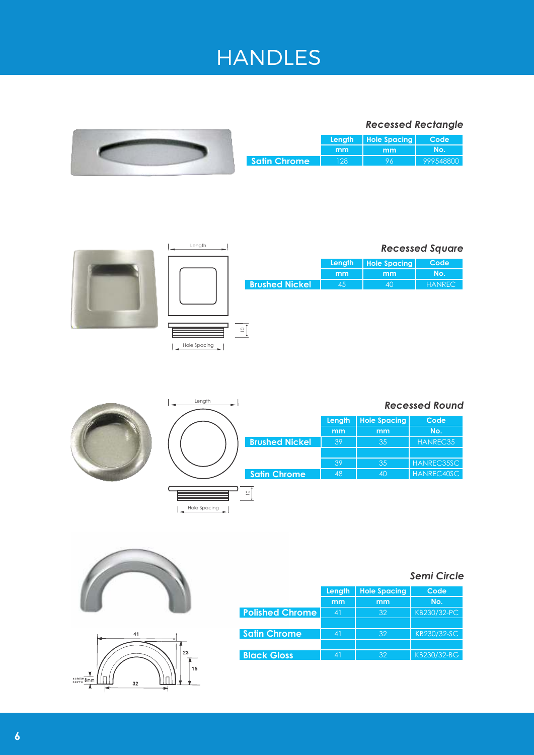# HANDLES

### *Recessed Rectangle*

| | Length mm | Hole Spacing mm | Code No. |
|---|---|---|---|
| Satin Chrome | 128 | 96 | 999548800 |

### *Recessed Square*

| | Length mm | Hole Spacing mm | Code No. |
|---|---|---|---|
| Brushed Nickel | 45 | 40 | HANREC |

### *Recessed Round*

| | Length mm | Hole Spacing mm | Code No. |
|---|---|---|---|
| Brushed Nickel | 39 | 35 | HANREC35 |
| | | | |
| Satin Chrome | 39 | 35 | HANREC35SC |
| | 48 | 40 | HANREC40SC |

### *Semi Circle*

| | Length mm | Hole Spacing mm | Code No. |
|---|---|---|---|
| Polished Chrome | 41 | 32 | KB230/32-PC |
| | | | |
| Satin Chrome | 41 | 32 | KB230/32-SC |
| | | | |
| Black Gloss | 41 | 32 | KB230/32-BG |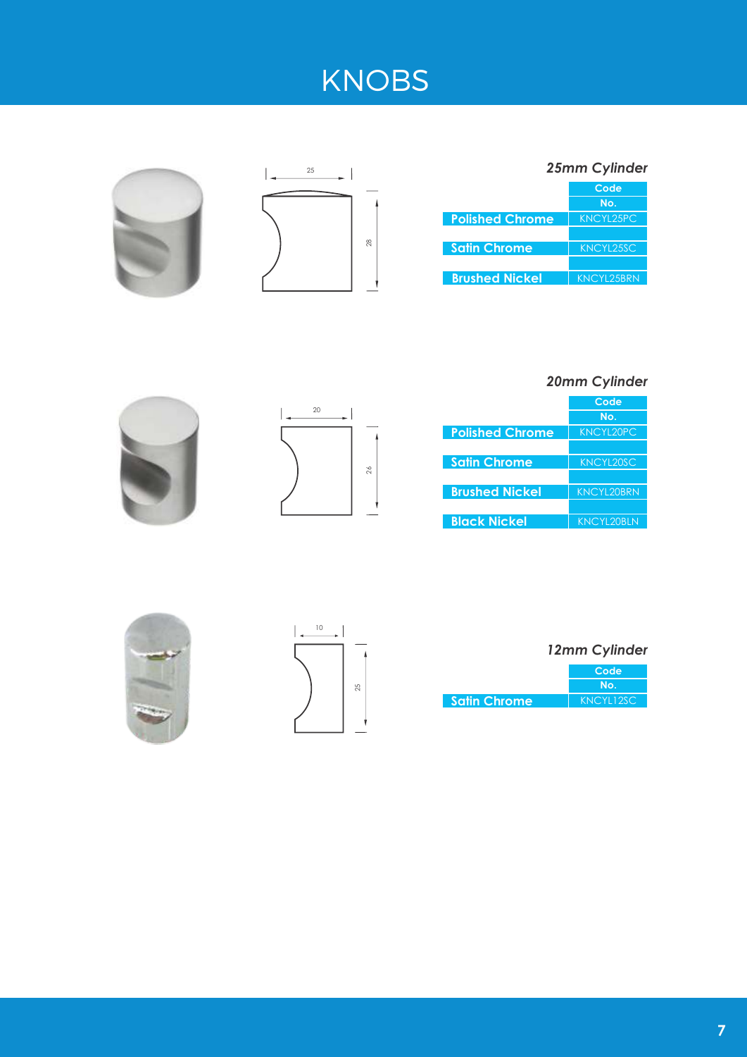# KNOBS

### *25mm Cylinder*

| | Code No. |
|---|---|
| Polished Chrome | KNCYL25PC |
| Satin Chrome | KNCYL25SC |
| Brushed Nickel | KNCYL25BRN |

### *20mm Cylinder*

| | Code No. |
|---|---|
| Polished Chrome | KNCYL20PC |
| Satin Chrome | KNCYL20SC |
| Brushed Nickel | KNCYL20BRN |
| Black Nickel | KNCYL20BLN |

### *12mm Cylinder*

| | Code No. |
|---|---|
| Satin Chrome | KNCYL12SC |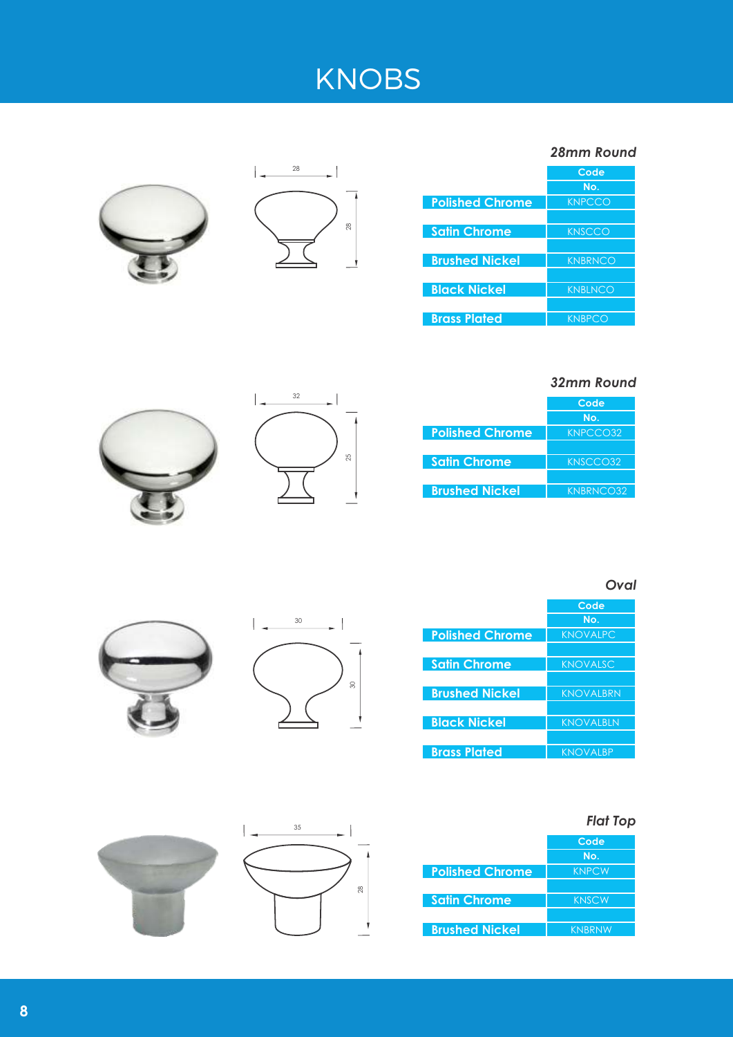# KNOBS

### *28mm Round*

| | Code No. |
|---|---|
| **Polished Chrome** | KNPCCO |
| **Satin Chrome** | KNSCCO |
| **Brushed Nickel** | KNBRNCO |
| **Black Nickel** | KNBLNCO |
| **Brass Plated** | KNBPCO |

### *32mm Round*

| | Code No. |
|---|---|
| **Polished Chrome** | KNPCCO32 |
| **Satin Chrome** | KNSCCO32 |
| **Brushed Nickel** | KNBRNCO32 |

### *Oval*

| | Code No. |
|---|---|
| **Polished Chrome** | KNOVALPC |
| **Satin Chrome** | KNOVALSC |
| **Brushed Nickel** | KNOVALBRN |
| **Black Nickel** | KNOVALBLN |
| **Brass Plated** | KNOVALBP |

### *Flat Top*

| | Code No. |
|---|---|
| **Polished Chrome** | KNPCW |
| **Satin Chrome** | KNSCW |
| **Brushed Nickel** | KNBRNW |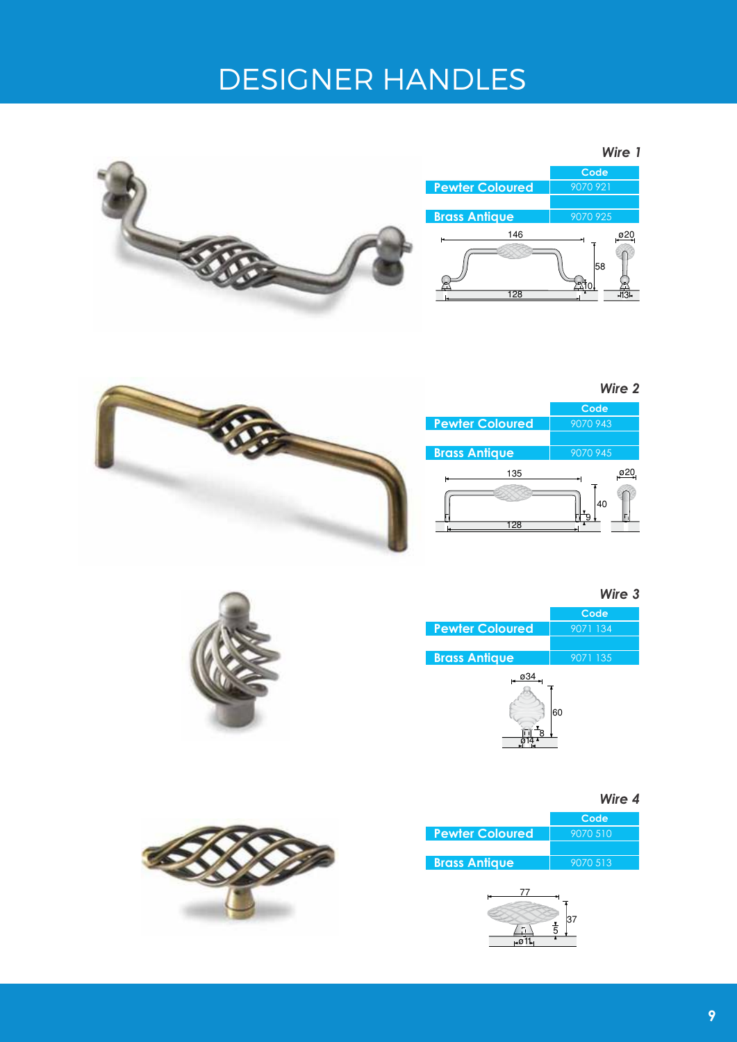# DESIGNER HANDLES

### *Wire 1*

| | Code |
|---|---|
| Pewter Coloured | 9070 921 |
| Brass Antique | 9070 925 |

146 | 58 | 10 | 128 | ø20 | 13

### *Wire 2*

| | Code |
|---|---|
| Pewter Coloured | 9070 943 |
| Brass Antique | 9070 945 |

135 | 40 | 9 | 128 | ø20

### *Wire 3*

| | Code |
|---|---|
| Pewter Coloured | 9071 134 |
| Brass Antique | 9071 135 |

ø34 | 60 | 8 | ø14

### *Wire 4*

| | Code |
|---|---|
| Pewter Coloured | 9070 510 |
| Brass Antique | 9070 513 |

77 | 37 | 5 | ø11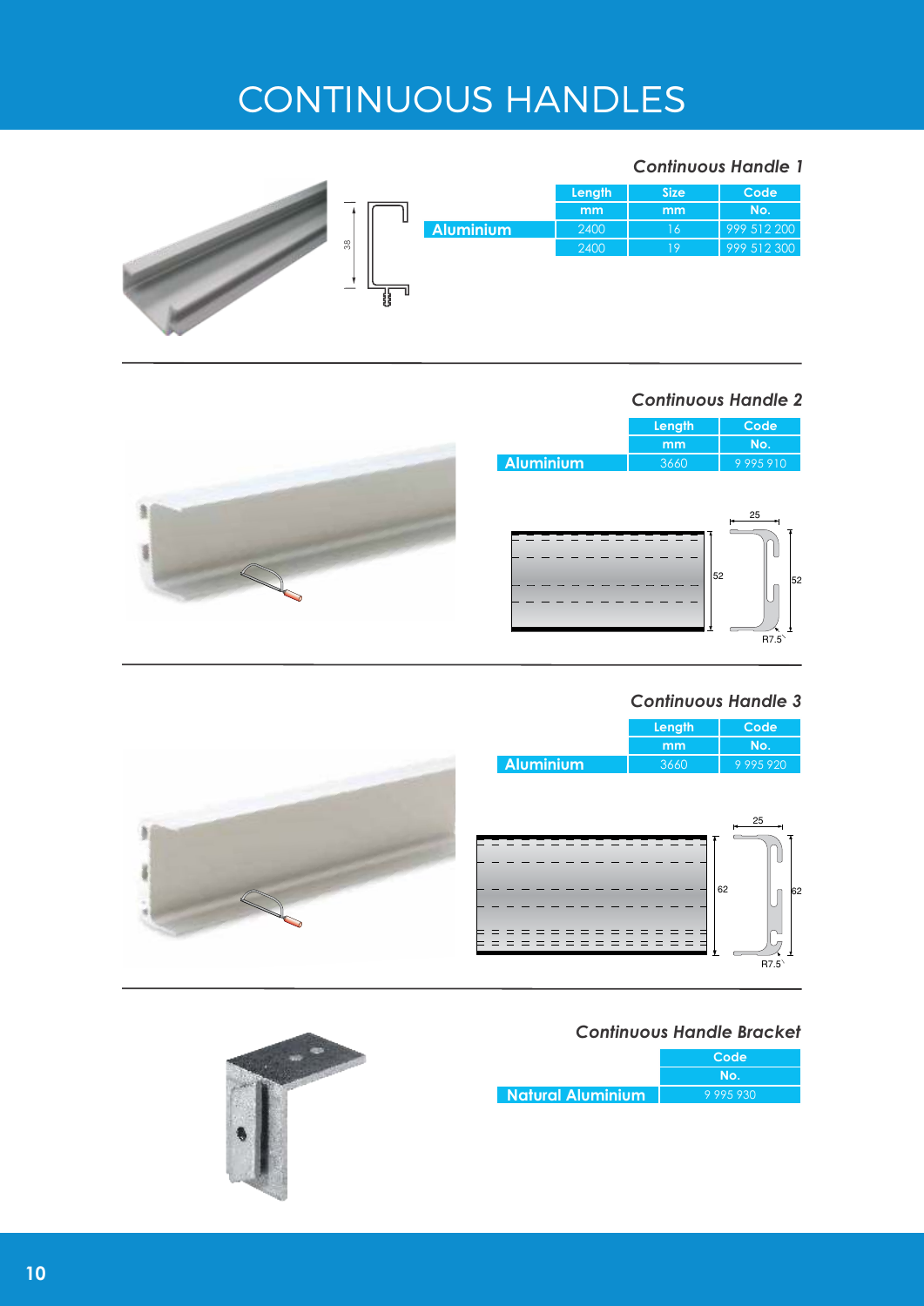# CONTINUOUS HANDLES

## Continuous Handle 1

| | Length | Size | Code |
|---|---|---|---|
| | mm | mm | No. |
| Aluminium | 2400 | 16 | 999 512 200 |
| | 2400 | 19 | 999 512 300 |

## Continuous Handle 2

| | Length | Code |
|---|---|---|
| | mm | No. |
| Aluminium | 3660 | 9 995 910 |

## Continuous Handle 3

| | Length | Code |
|---|---|---|
| | mm | No. |
| Aluminium | 3660 | 9 995 920 |

## Continuous Handle Bracket

| | Code |
|---|---|
| | No. |
| Natural Aluminium | 9 995 930 |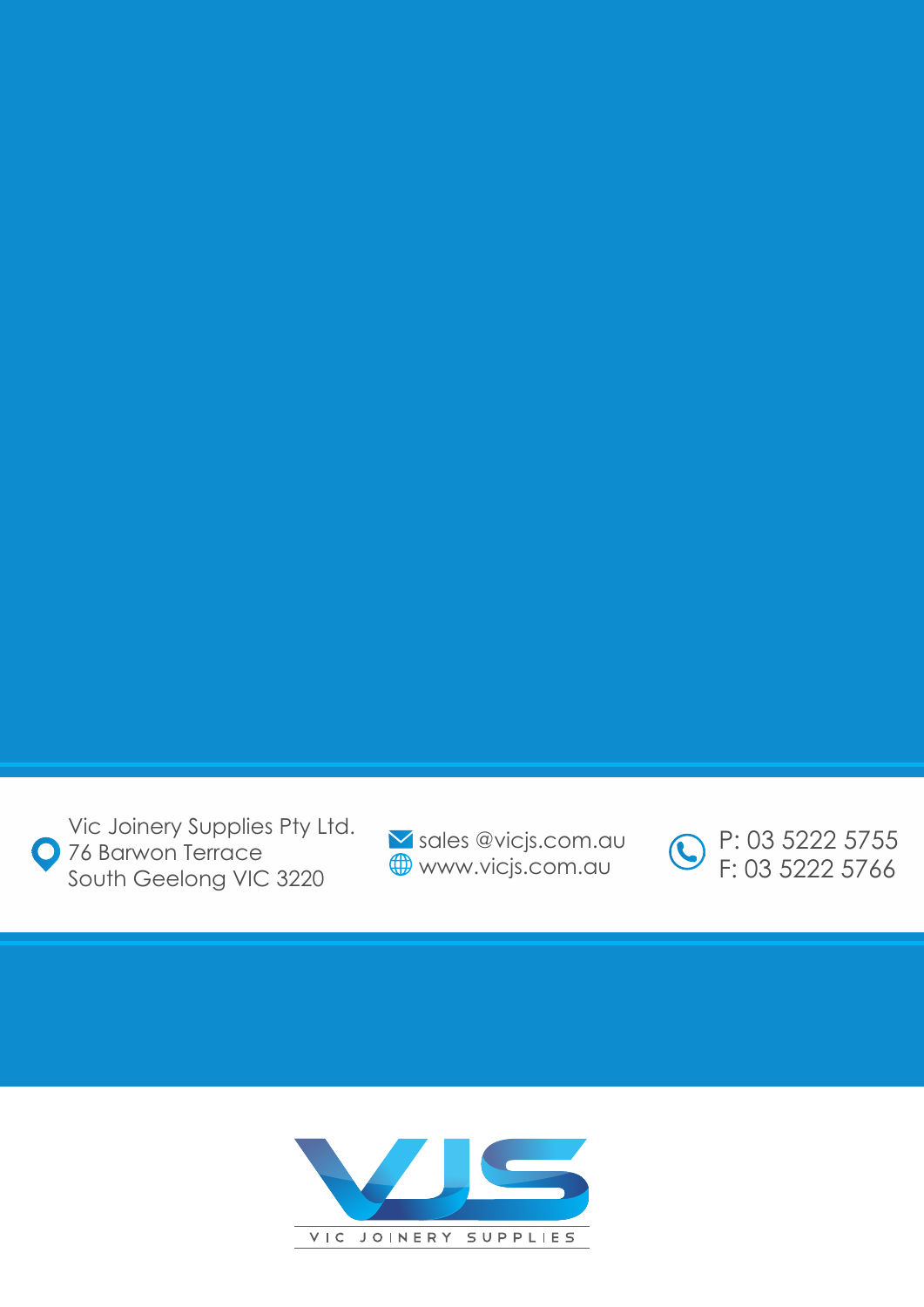Vic Joinery Supplies Pty Ltd.
76 Barwon Terrace
South Geelong VIC 3220

sales @vicjs.com.au
www.vicjs.com.au

P: 03 5222 5755
F: 03 5222 5766

VJS
VIC JOINERY SUPPLIES